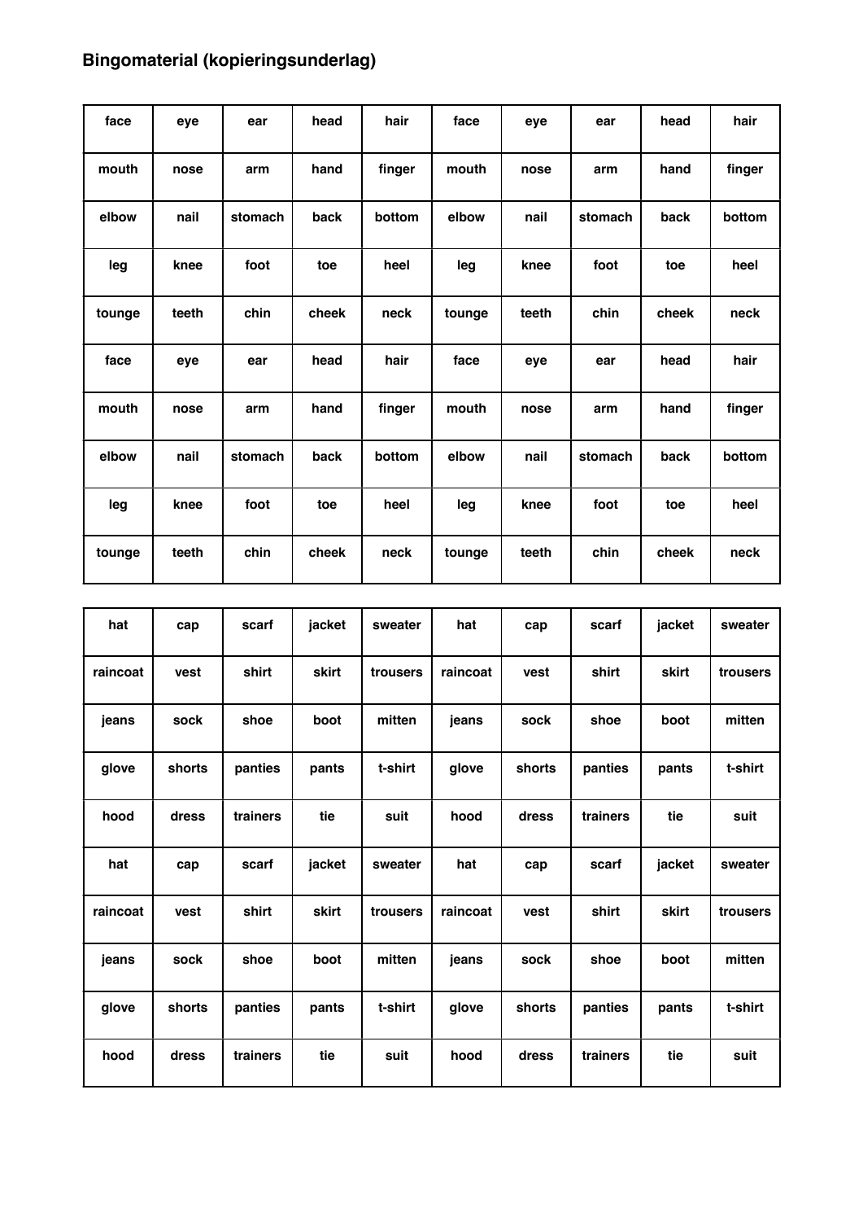## Bingomaterial (kopieringsunderlag)

| | | | | | | | | | |
|---|---|---|---|---|---|---|---|---|---|
| face | eye | ear | head | hair | face | eye | ear | head | hair |
| mouth | nose | arm | hand | finger | mouth | nose | arm | hand | finger |
| elbow | nail | stomach | back | bottom | elbow | nail | stomach | back | bottom |
| leg | knee | foot | toe | heel | leg | knee | foot | toe | heel |
| tounge | teeth | chin | cheek | neck | tounge | teeth | chin | cheek | neck |
| face | eye | ear | head | hair | face | eye | ear | head | hair |
| mouth | nose | arm | hand | finger | mouth | nose | arm | hand | finger |
| elbow | nail | stomach | back | bottom | elbow | nail | stomach | back | bottom |
| leg | knee | foot | toe | heel | leg | knee | foot | toe | heel |
| tounge | teeth | chin | cheek | neck | tounge | teeth | chin | cheek | neck |

| | | | | | | | | | |
|---|---|---|---|---|---|---|---|---|---|
| hat | cap | scarf | jacket | sweater | hat | cap | scarf | jacket | sweater |
| raincoat | vest | shirt | skirt | trousers | raincoat | vest | shirt | skirt | trousers |
| jeans | sock | shoe | boot | mitten | jeans | sock | shoe | boot | mitten |
| glove | shorts | panties | pants | t-shirt | glove | shorts | panties | pants | t-shirt |
| hood | dress | trainers | tie | suit | hood | dress | trainers | tie | suit |
| hat | cap | scarf | jacket | sweater | hat | cap | scarf | jacket | sweater |
| raincoat | vest | shirt | skirt | trousers | raincoat | vest | shirt | skirt | trousers |
| jeans | sock | shoe | boot | mitten | jeans | sock | shoe | boot | mitten |
| glove | shorts | panties | pants | t-shirt | glove | shorts | panties | pants | t-shirt |
| hood | dress | trainers | tie | suit | hood | dress | trainers | tie | suit |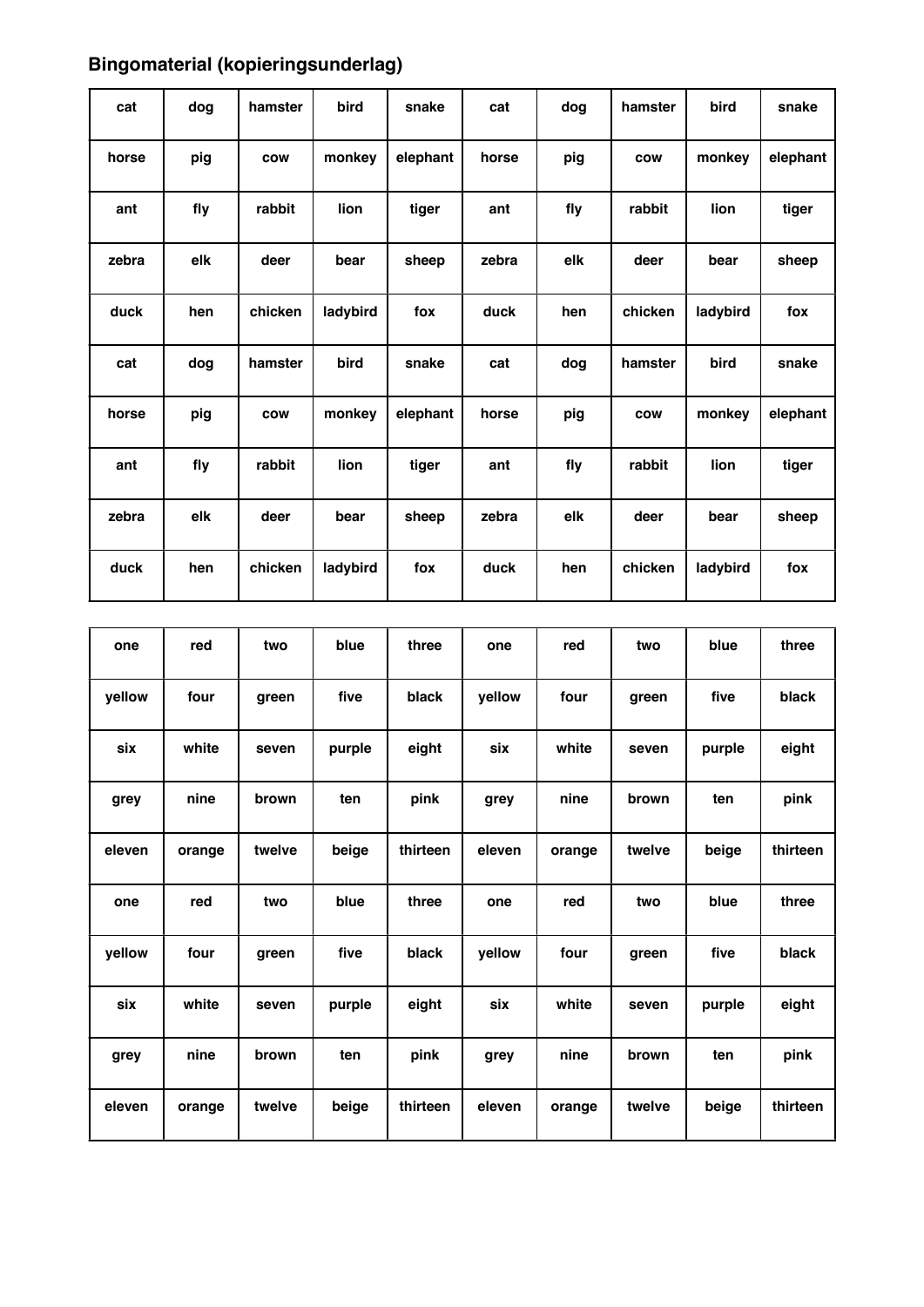## Bingomaterial (kopieringsunderlag)

| | | | | | | | | | |
|---|---|---|---|---|---|---|---|---|---|
| cat | dog | hamster | bird | snake | cat | dog | hamster | bird | snake |
| horse | pig | cow | monkey | elephant | horse | pig | cow | monkey | elephant |
| ant | fly | rabbit | lion | tiger | ant | fly | rabbit | lion | tiger |
| zebra | elk | deer | bear | sheep | zebra | elk | deer | bear | sheep |
| duck | hen | chicken | ladybird | fox | duck | hen | chicken | ladybird | fox |
| cat | dog | hamster | bird | snake | cat | dog | hamster | bird | snake |
| horse | pig | cow | monkey | elephant | horse | pig | cow | monkey | elephant |
| ant | fly | rabbit | lion | tiger | ant | fly | rabbit | lion | tiger |
| zebra | elk | deer | bear | sheep | zebra | elk | deer | bear | sheep |
| duck | hen | chicken | ladybird | fox | duck | hen | chicken | ladybird | fox |

| | | | | | | | | | |
|---|---|---|---|---|---|---|---|---|---|
| one | red | two | blue | three | one | red | two | blue | three |
| yellow | four | green | five | black | yellow | four | green | five | black |
| six | white | seven | purple | eight | six | white | seven | purple | eight |
| grey | nine | brown | ten | pink | grey | nine | brown | ten | pink |
| eleven | orange | twelve | beige | thirteen | eleven | orange | twelve | beige | thirteen |
| one | red | two | blue | three | one | red | two | blue | three |
| yellow | four | green | five | black | yellow | four | green | five | black |
| six | white | seven | purple | eight | six | white | seven | purple | eight |
| grey | nine | brown | ten | pink | grey | nine | brown | ten | pink |
| eleven | orange | twelve | beige | thirteen | eleven | orange | twelve | beige | thirteen |